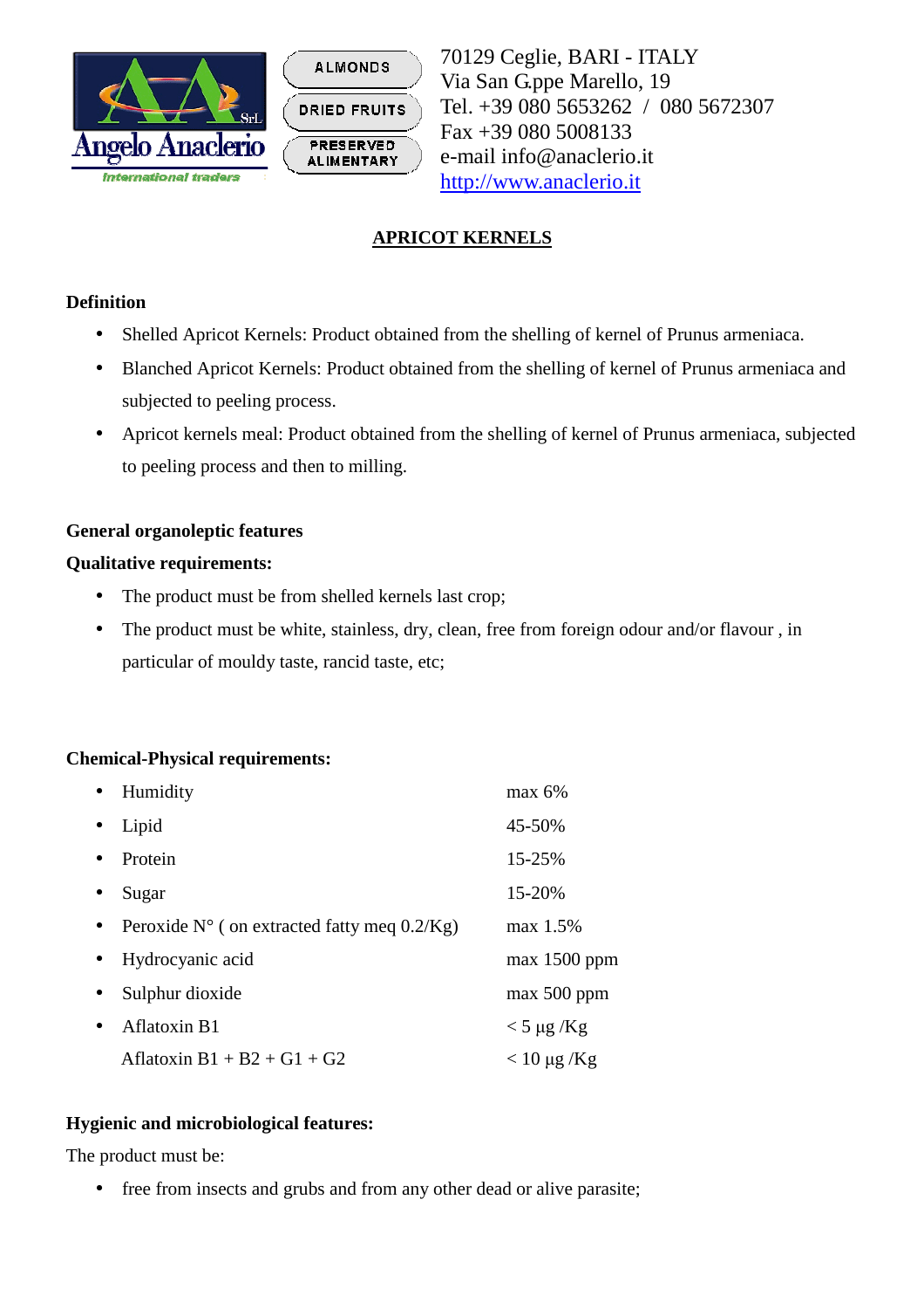Angelo Anaclerio SrL
International traders

ALMONDS
DRIED FRUITS
PRESERVED ALIMENTARY

70129 Ceglie, BARI - ITALY
Via San G.ppe Marello, 19
Tel. +39 080 5653262 / 080 5672307
Fax +39 080 5008133
e-mail info@anaclerio.it
http://www.anaclerio.it

# APRICOT KERNELS

**Definition**

- Shelled Apricot Kernels: Product obtained from the shelling of kernel of Prunus armeniaca.
- Blanched Apricot Kernels: Product obtained from the shelling of kernel of Prunus armeniaca and subjected to peeling process.
- Apricot kernels meal: Product obtained from the shelling of kernel of Prunus armeniaca, subjected to peeling process and then to milling.

**General organoleptic features**

**Qualitative requirements:**

- The product must be from shelled kernels last crop;
- The product must be white, stainless, dry, clean, free from foreign odour and/or flavour , in particular of mouldy taste, rancid taste, etc;

**Chemical-Physical requirements:**

| | |
|---|---|
| • Humidity | max 6% |
| • Lipid | 45-50% |
| • Protein | 15-25% |
| • Sugar | 15-20% |
| • Peroxide N° ( on extracted fatty meq 0.2/Kg) | max 1.5% |
| • Hydrocyanic acid | max 1500 ppm |
| • Sulphur dioxide | max 500 ppm |
| • Aflatoxin B1 | < 5 µg /Kg |
| Aflatoxin B1 + B2 + G1 + G2 | < 10 µg /Kg |

**Hygienic and microbiological features:**

The product must be:

- free from insects and grubs and from any other dead or alive parasite;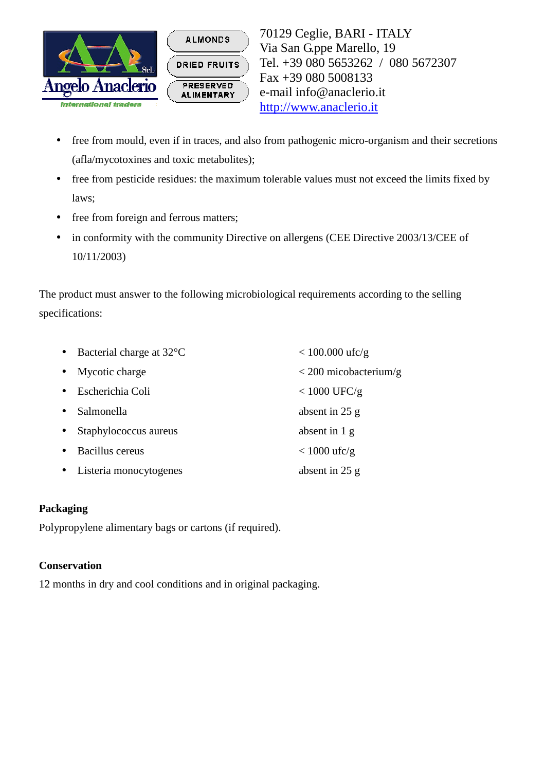- free from mould, even if in traces, and also from pathogenic micro-organism and their secretions (afla/mycotoxines and toxic metabolites);
- free from pesticide residues: the maximum tolerable values must not exceed the limits fixed by laws;
- free from foreign and ferrous matters;
- in conformity with the community Directive on allergens (CEE Directive 2003/13/CEE of 10/11/2003)

The product must answer to the following microbiological requirements according to the selling specifications:

| | |
|---|---|
| • Bacterial charge at 32°C | < 100.000 ufc/g |
| • Mycotic charge | < 200 micobacterium/g |
| • Escherichia Coli | < 1000 UFC/g |
| • Salmonella | absent in 25 g |
| • Staphylococcus aureus | absent in 1 g |
| • Bacillus cereus | < 1000 ufc/g |
| • Listeria monocytogenes | absent in 25 g |

**Packaging**

Polypropylene alimentary bags or cartons (if required).

**Conservation**

12 months in dry and cool conditions and in original packaging.